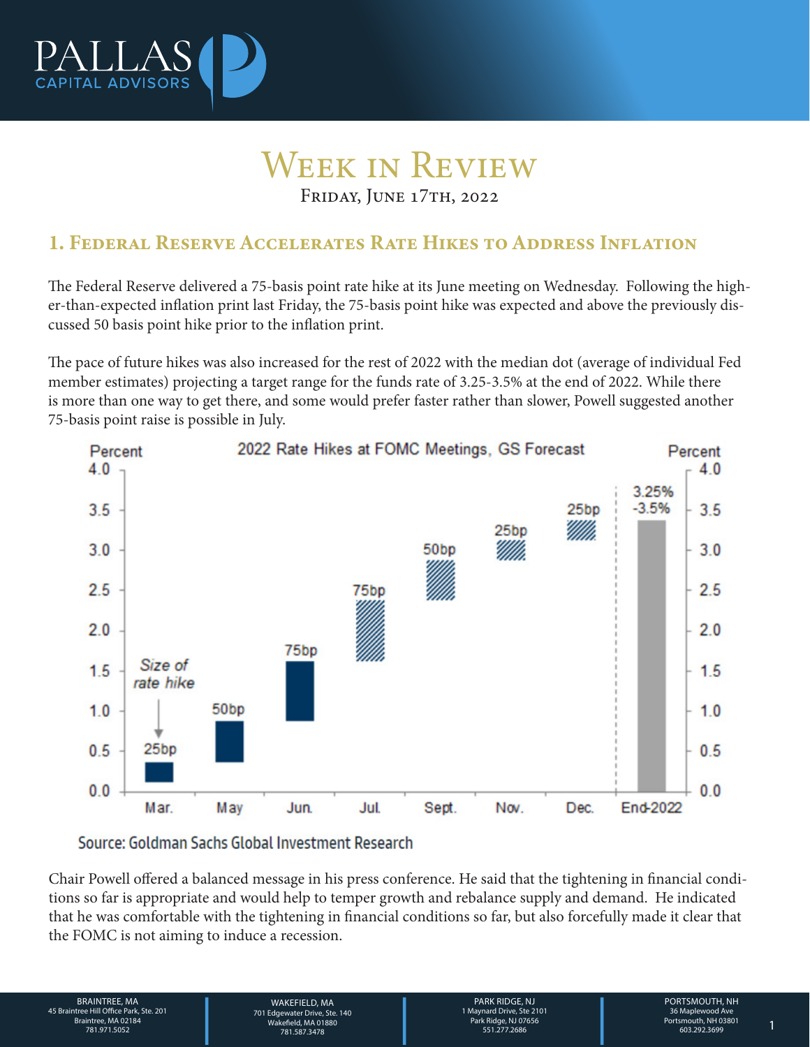# Week in Review

Friday, June 17th, 2022

## 1. Federal Reserve Accelerates Rate Hikes to Address Inflation

The Federal Reserve delivered a 75-basis point rate hike at its June meeting on Wednesday. Following the higher-than-expected inflation print last Friday, the 75-basis point hike was expected and above the previously discussed 50 basis point hike prior to the inflation print.

The pace of future hikes was also increased for the rest of 2022 with the median dot (average of individual Fed member estimates) projecting a target range for the funds rate of 3.25-3.5% at the end of 2022. While there is more than one way to get there, and some would prefer faster rather than slower, Powell suggested another 75-basis point raise is possible in July.

Source: Goldman Sachs Global Investment Research

Chair Powell offered a balanced message in his press conference. He said that the tightening in financial conditions so far is appropriate and would help to temper growth and rebalance supply and demand. He indicated that he was comfortable with the tightening in financial conditions so far, but also forcefully made it clear that the FOMC is not aiming to induce a recession.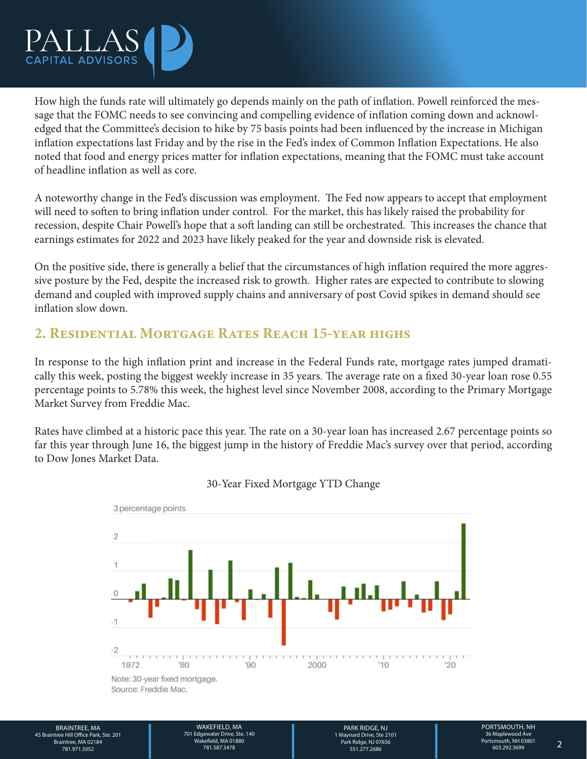How high the funds rate will ultimately go depends mainly on the path of inflation. Powell reinforced the message that the FOMC needs to see convincing and compelling evidence of inflation coming down and acknowledged that the Committee's decision to hike by 75 basis points had been influenced by the increase in Michigan inflation expectations last Friday and by the rise in the Fed's index of Common Inflation Expectations. He also noted that food and energy prices matter for inflation expectations, meaning that the FOMC must take account of headline inflation as well as core.

A noteworthy change in the Fed's discussion was employment. The Fed now appears to accept that employment will need to soften to bring inflation under control. For the market, this has likely raised the probability for recession, despite Chair Powell's hope that a soft landing can still be orchestrated. This increases the chance that earnings estimates for 2022 and 2023 have likely peaked for the year and downside risk is elevated.

On the positive side, there is generally a belief that the circumstances of high inflation required the more aggressive posture by the Fed, despite the increased risk to growth. Higher rates are expected to contribute to slowing demand and coupled with improved supply chains and anniversary of post Covid spikes in demand should see inflation slow down.

## 2. Residential Mortgage Rates Reach 15-year highs

In response to the high inflation print and increase in the Federal Funds rate, mortgage rates jumped dramatically this week, posting the biggest weekly increase in 35 years. The average rate on a fixed 30-year loan rose 0.55 percentage points to 5.78% this week, the highest level since November 2008, according to the Primary Mortgage Market Survey from Freddie Mac.

Rates have climbed at a historic pace this year. The rate on a 30-year loan has increased 2.67 percentage points so far this year through June 16, the biggest jump in the history of Freddie Mac's survey over that period, according to Dow Jones Market Data.

30-Year Fixed Mortgage YTD Change

Note: 30-year fixed mortgage.
Source: Freddie Mac.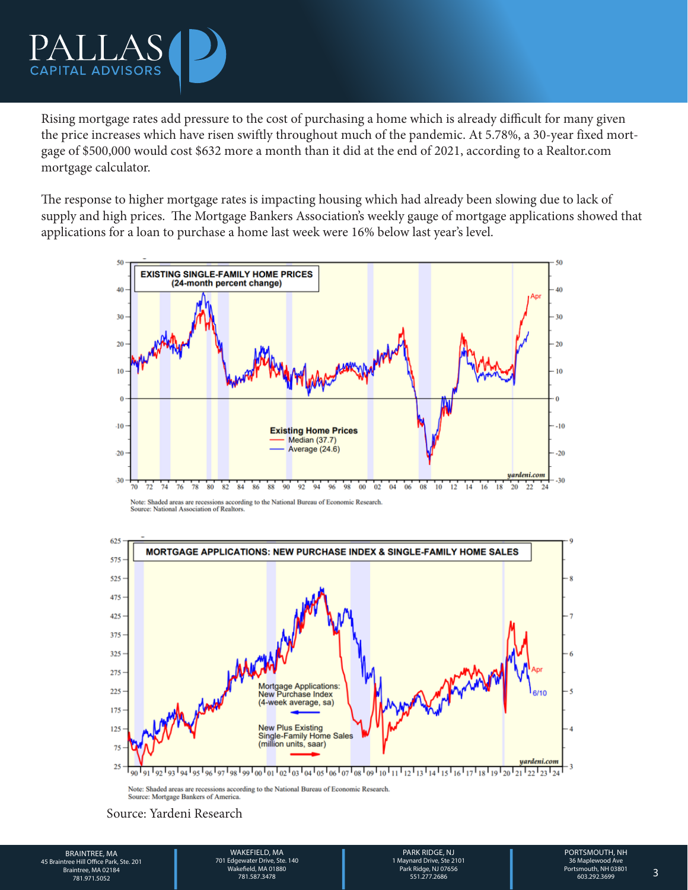Rising mortgage rates add pressure to the cost of purchasing a home which is already difficult for many given the price increases which have risen swiftly throughout much of the pandemic. At 5.78%, a 30-year fixed mortgage of $500,000 would cost $632 more a month than it did at the end of 2021, according to a Realtor.com mortgage calculator.

The response to higher mortgage rates is impacting housing which had already been slowing due to lack of supply and high prices. The Mortgage Bankers Association's weekly gauge of mortgage applications showed that applications for a loan to purchase a home last week were 16% below last year's level.

**EXISTING SINGLE-FAMILY HOME PRICES (24-month percent change)**

Existing Home Prices: Median (37.7), Average (24.6)

Note: Shaded areas are recessions according to the National Bureau of Economic Research.
Source: National Association of Realtors.

**MORTGAGE APPLICATIONS: NEW PURCHASE INDEX & SINGLE-FAMILY HOME SALES**

Mortgage Applications: New Purchase Index (4-week average, sa); New Plus Existing Single-Family Home Sales (million units, saar)

Note: Shaded areas are recessions according to the National Bureau of Economic Research.
Source: Mortgage Bankers of America.

Source: Yardeni Research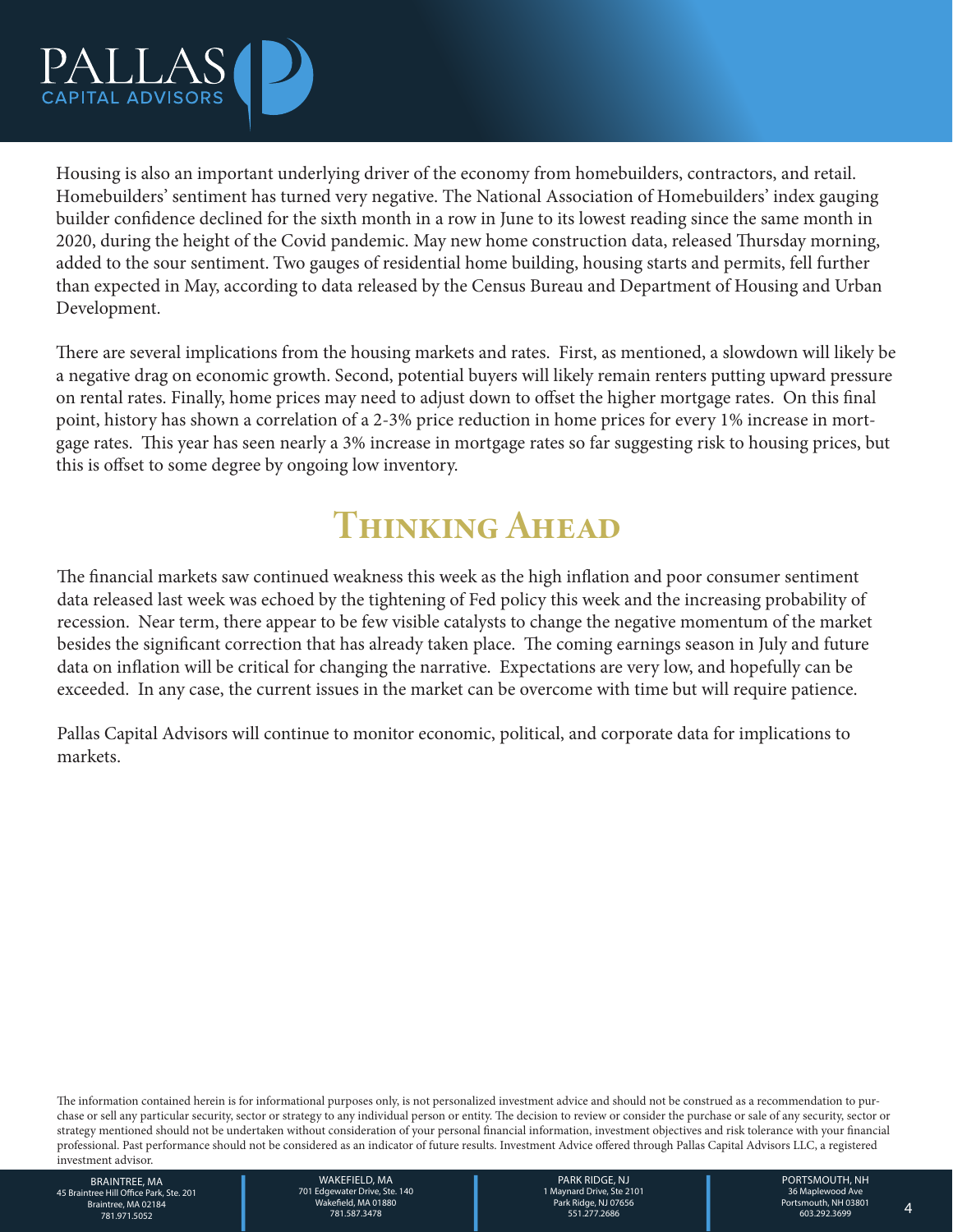Housing is also an important underlying driver of the economy from homebuilders, contractors, and retail. Homebuilders' sentiment has turned very negative. The National Association of Homebuilders' index gauging builder confidence declined for the sixth month in a row in June to its lowest reading since the same month in 2020, during the height of the Covid pandemic. May new home construction data, released Thursday morning, added to the sour sentiment. Two gauges of residential home building, housing starts and permits, fell further than expected in May, according to data released by the Census Bureau and Department of Housing and Urban Development.

There are several implications from the housing markets and rates. First, as mentioned, a slowdown will likely be a negative drag on economic growth. Second, potential buyers will likely remain renters putting upward pressure on rental rates. Finally, home prices may need to adjust down to offset the higher mortgage rates. On this final point, history has shown a correlation of a 2-3% price reduction in home prices for every 1% increase in mortgage rates. This year has seen nearly a 3% increase in mortgage rates so far suggesting risk to housing prices, but this is offset to some degree by ongoing low inventory.

## Thinking Ahead

The financial markets saw continued weakness this week as the high inflation and poor consumer sentiment data released last week was echoed by the tightening of Fed policy this week and the increasing probability of recession. Near term, there appear to be few visible catalysts to change the negative momentum of the market besides the significant correction that has already taken place. The coming earnings season in July and future data on inflation will be critical for changing the narrative. Expectations are very low, and hopefully can be exceeded. In any case, the current issues in the market can be overcome with time but will require patience.

Pallas Capital Advisors will continue to monitor economic, political, and corporate data for implications to markets.

The information contained herein is for informational purposes only, is not personalized investment advice and should not be construed as a recommendation to purchase or sell any particular security, sector or strategy to any individual person or entity. The decision to review or consider the purchase or sale of any security, sector or strategy mentioned should not be undertaken without consideration of your personal financial information, investment objectives and risk tolerance with your financial professional. Past performance should not be considered as an indicator of future results. Investment Advice offered through Pallas Capital Advisors LLC, a registered investment advisor.